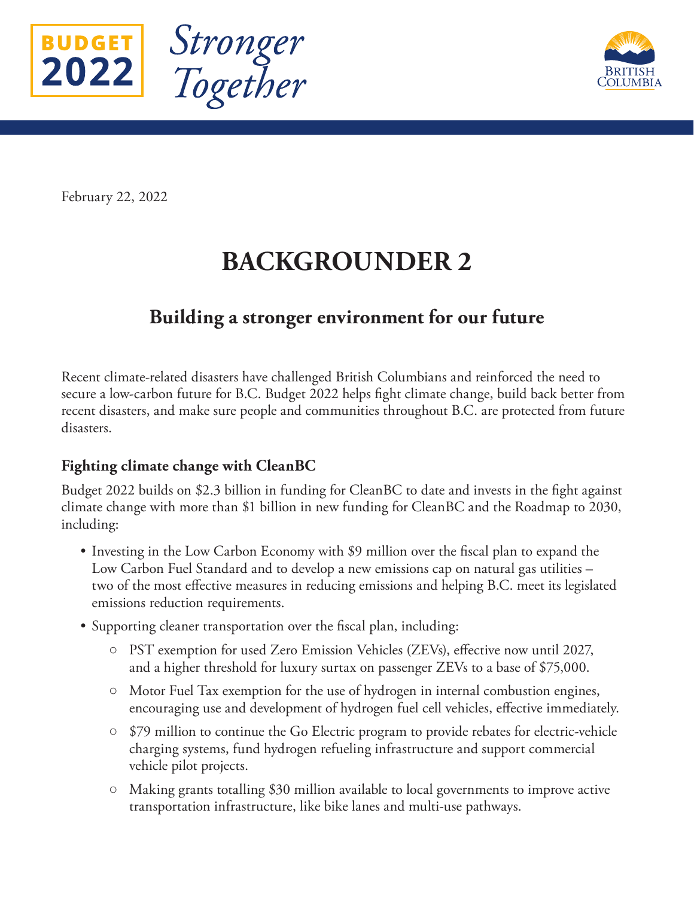BUDGET 2022 *Stronger Together*

February 22, 2022

# BACKGROUNDER 2

## Building a stronger environment for our future

Recent climate-related disasters have challenged British Columbians and reinforced the need to secure a low-carbon future for B.C. Budget 2022 helps fight climate change, build back better from recent disasters, and make sure people and communities throughout B.C. are protected from future disasters.

### Fighting climate change with CleanBC

Budget 2022 builds on $2.3 billion in funding for CleanBC to date and invests in the fight against climate change with more than $1 billion in new funding for CleanBC and the Roadmap to 2030, including:

- Investing in the Low Carbon Economy with $9 million over the fiscal plan to expand the Low Carbon Fuel Standard and to develop a new emissions cap on natural gas utilities – two of the most effective measures in reducing emissions and helping B.C. meet its legislated emissions reduction requirements.
- Supporting cleaner transportation over the fiscal plan, including:
    - PST exemption for used Zero Emission Vehicles (ZEVs), effective now until 2027, and a higher threshold for luxury surtax on passenger ZEVs to a base of $75,000.
    - Motor Fuel Tax exemption for the use of hydrogen in internal combustion engines, encouraging use and development of hydrogen fuel cell vehicles, effective immediately.
    - $79 million to continue the Go Electric program to provide rebates for electric-vehicle charging systems, fund hydrogen refueling infrastructure and support commercial vehicle pilot projects.
    - Making grants totalling $30 million available to local governments to improve active transportation infrastructure, like bike lanes and multi-use pathways.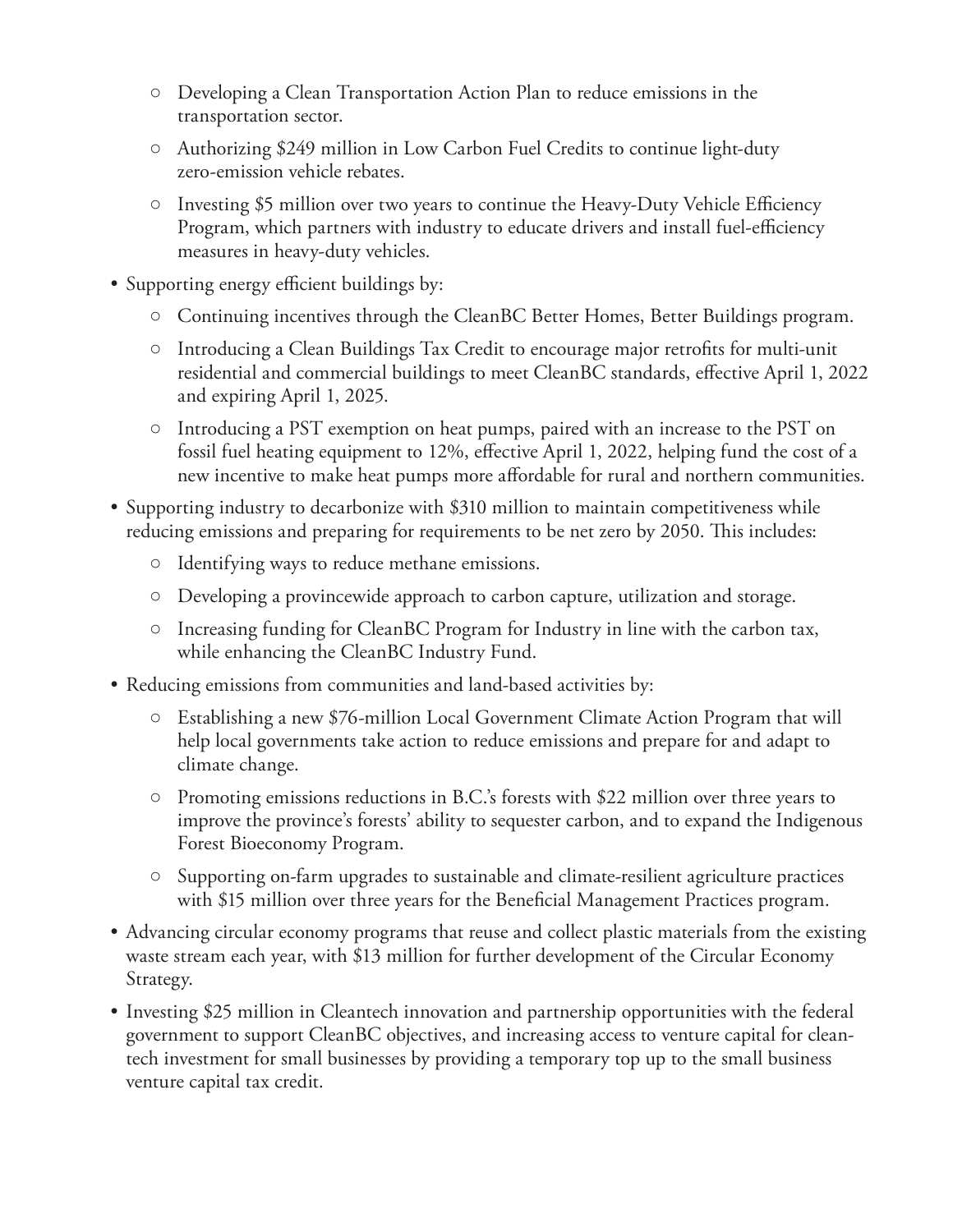- Developing a Clean Transportation Action Plan to reduce emissions in the transportation sector.
    - Authorizing $249 million in Low Carbon Fuel Credits to continue light-duty zero-emission vehicle rebates.
    - Investing $5 million over two years to continue the Heavy-Duty Vehicle Efficiency Program, which partners with industry to educate drivers and install fuel-efficiency measures in heavy-duty vehicles.
- Supporting energy efficient buildings by:
    - Continuing incentives through the CleanBC Better Homes, Better Buildings program.
    - Introducing a Clean Buildings Tax Credit to encourage major retrofits for multi-unit residential and commercial buildings to meet CleanBC standards, effective April 1, 2022 and expiring April 1, 2025.
    - Introducing a PST exemption on heat pumps, paired with an increase to the PST on fossil fuel heating equipment to 12%, effective April 1, 2022, helping fund the cost of a new incentive to make heat pumps more affordable for rural and northern communities.
- Supporting industry to decarbonize with $310 million to maintain competitiveness while reducing emissions and preparing for requirements to be net zero by 2050. This includes:
    - Identifying ways to reduce methane emissions.
    - Developing a provincewide approach to carbon capture, utilization and storage.
    - Increasing funding for CleanBC Program for Industry in line with the carbon tax, while enhancing the CleanBC Industry Fund.
- Reducing emissions from communities and land-based activities by:
    - Establishing a new $76-million Local Government Climate Action Program that will help local governments take action to reduce emissions and prepare for and adapt to climate change.
    - Promoting emissions reductions in B.C.'s forests with $22 million over three years to improve the province's forests' ability to sequester carbon, and to expand the Indigenous Forest Bioeconomy Program.
    - Supporting on-farm upgrades to sustainable and climate-resilient agriculture practices with $15 million over three years for the Beneficial Management Practices program.
- Advancing circular economy programs that reuse and collect plastic materials from the existing waste stream each year, with $13 million for further development of the Circular Economy Strategy.
- Investing $25 million in Cleantech innovation and partnership opportunities with the federal government to support CleanBC objectives, and increasing access to venture capital for clean-tech investment for small businesses by providing a temporary top up to the small business venture capital tax credit.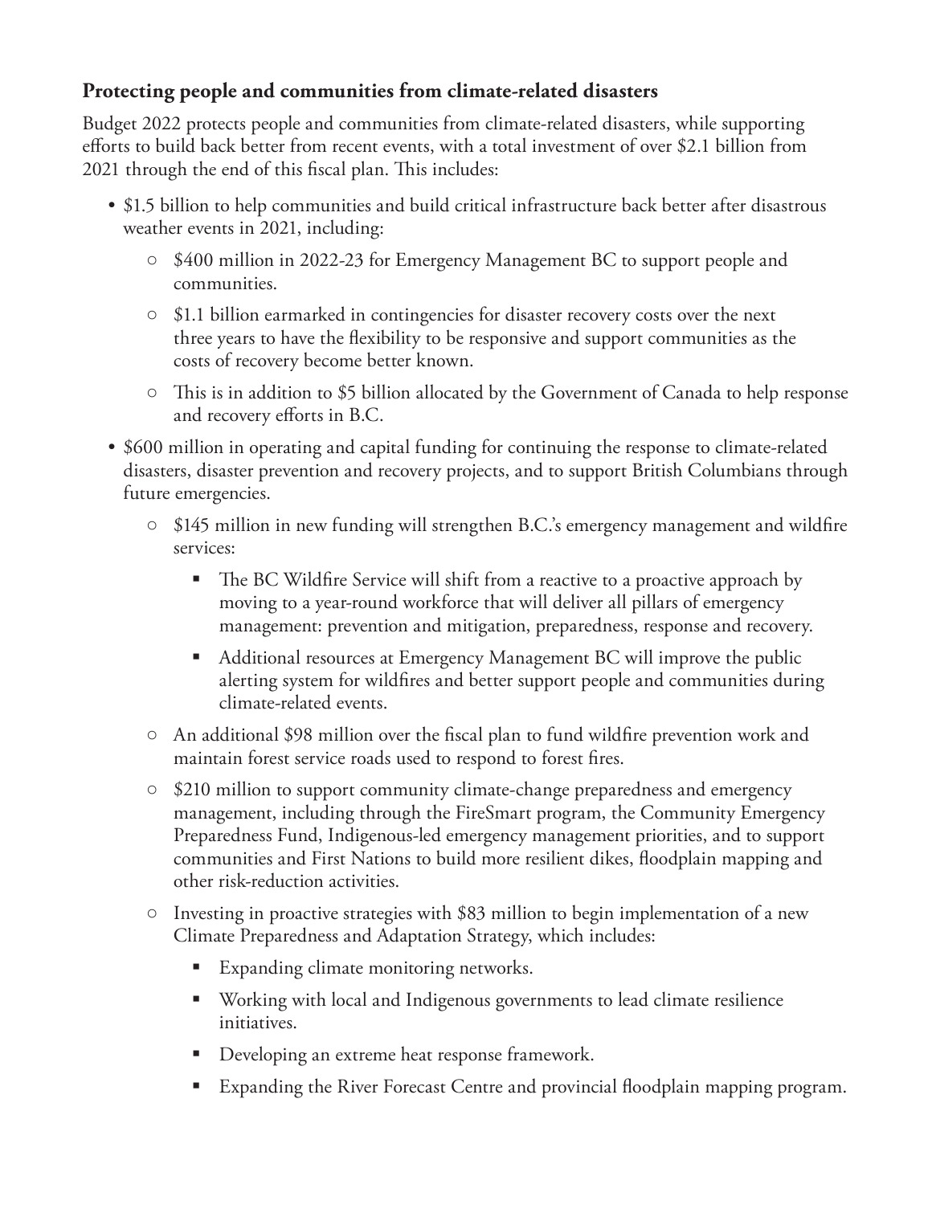## Protecting people and communities from climate-related disasters

Budget 2022 protects people and communities from climate-related disasters, while supporting efforts to build back better from recent events, with a total investment of over $2.1 billion from 2021 through the end of this fiscal plan. This includes:

- $1.5 billion to help communities and build critical infrastructure back better after disastrous weather events in 2021, including:
  - $400 million in 2022-23 for Emergency Management BC to support people and communities.
  - $1.1 billion earmarked in contingencies for disaster recovery costs over the next three years to have the flexibility to be responsive and support communities as the costs of recovery become better known.
  - This is in addition to $5 billion allocated by the Government of Canada to help response and recovery efforts in B.C.
- $600 million in operating and capital funding for continuing the response to climate-related disasters, disaster prevention and recovery projects, and to support British Columbians through future emergencies.
  - $145 million in new funding will strengthen B.C.'s emergency management and wildfire services:
    - The BC Wildfire Service will shift from a reactive to a proactive approach by moving to a year-round workforce that will deliver all pillars of emergency management: prevention and mitigation, preparedness, response and recovery.
    - Additional resources at Emergency Management BC will improve the public alerting system for wildfires and better support people and communities during climate-related events.
  - An additional $98 million over the fiscal plan to fund wildfire prevention work and maintain forest service roads used to respond to forest fires.
  - $210 million to support community climate-change preparedness and emergency management, including through the FireSmart program, the Community Emergency Preparedness Fund, Indigenous-led emergency management priorities, and to support communities and First Nations to build more resilient dikes, floodplain mapping and other risk-reduction activities.
  - Investing in proactive strategies with $83 million to begin implementation of a new Climate Preparedness and Adaptation Strategy, which includes:
    - Expanding climate monitoring networks.
    - Working with local and Indigenous governments to lead climate resilience initiatives.
    - Developing an extreme heat response framework.
    - Expanding the River Forecast Centre and provincial floodplain mapping program.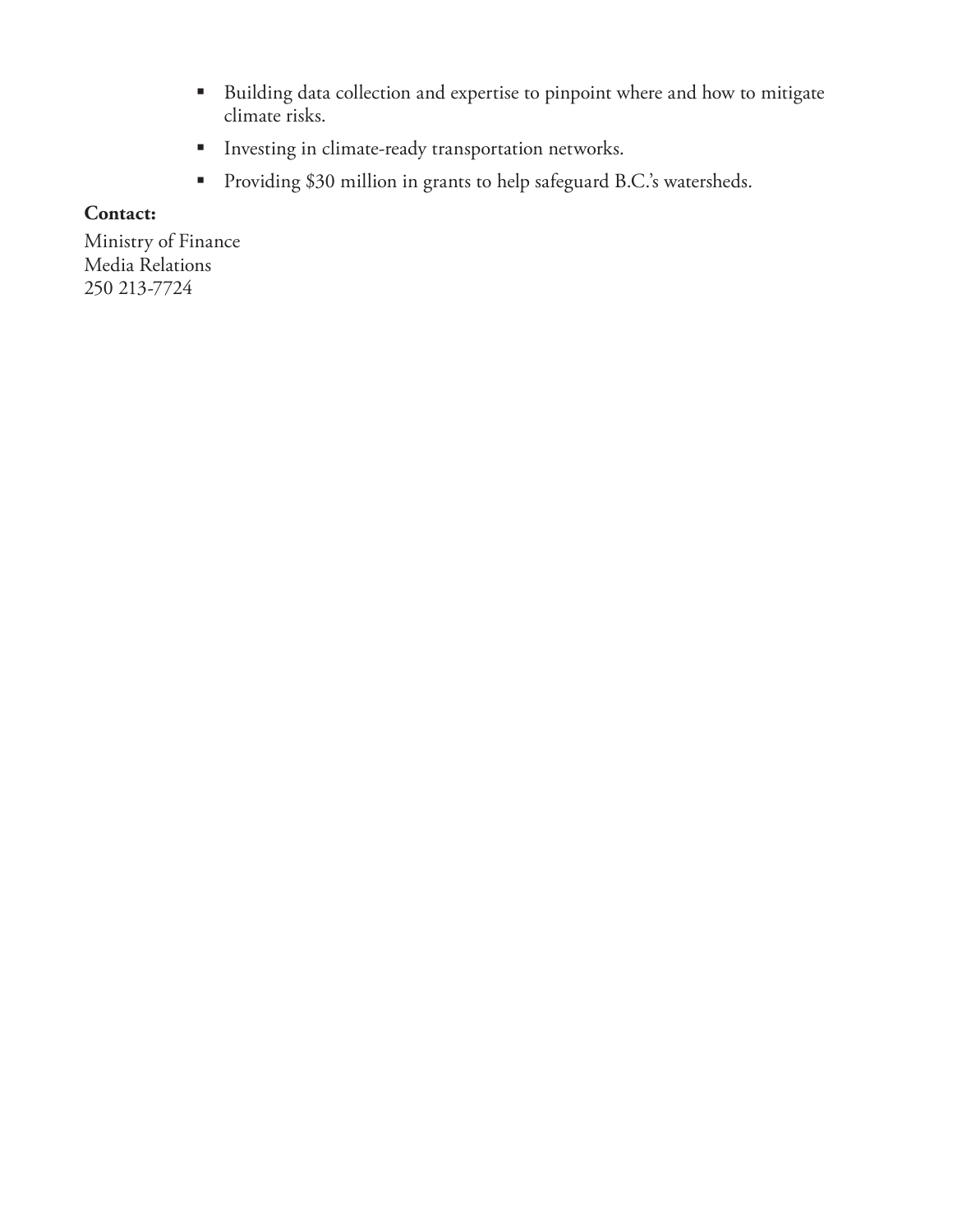- Building data collection and expertise to pinpoint where and how to mitigate climate risks.
- Investing in climate-ready transportation networks.
- Providing $30 million in grants to help safeguard B.C.'s watersheds.

**Contact:**

Ministry of Finance
Media Relations
250 213-7724